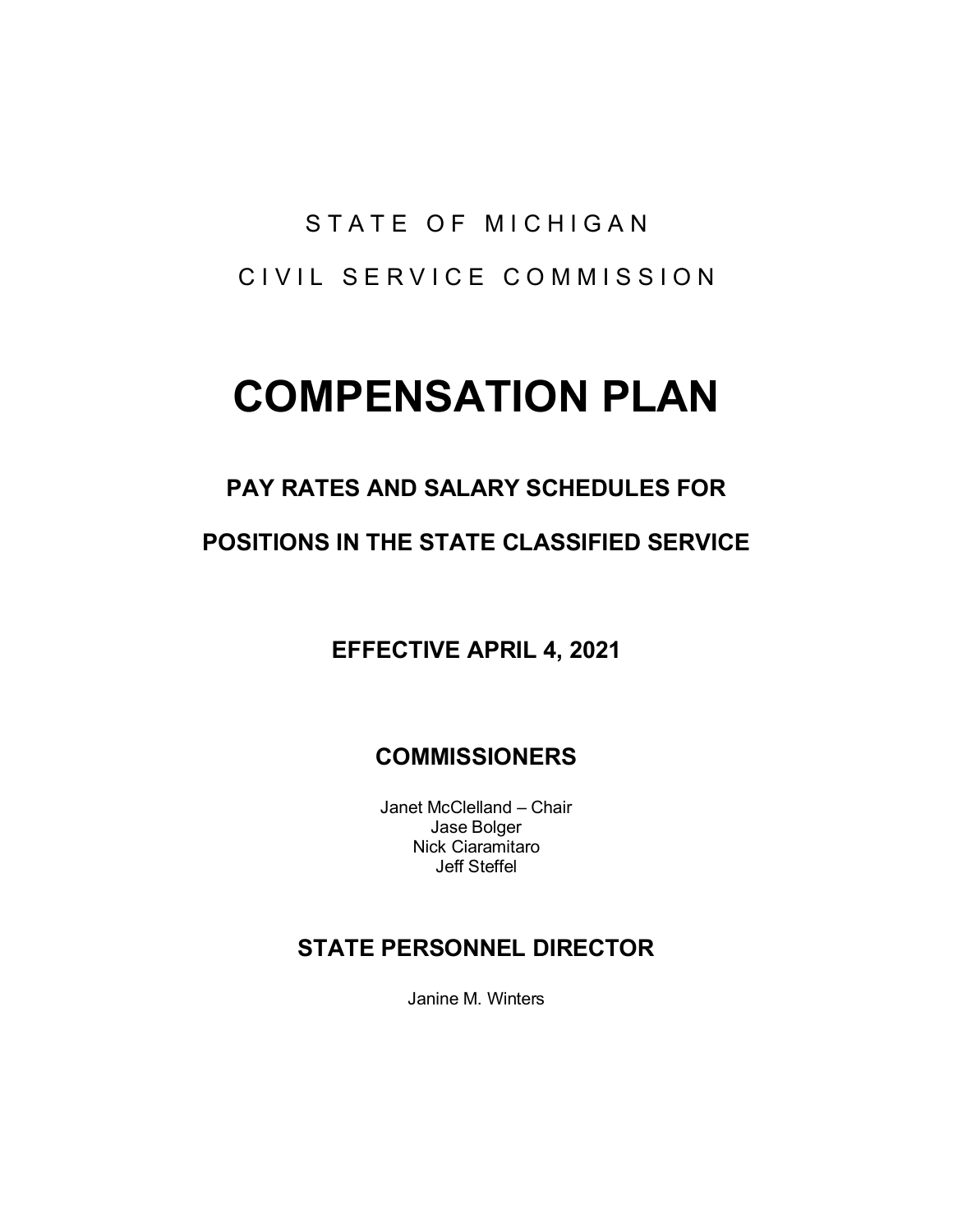STATE OF MICHIGAN

CIVIL SERVICE COMMISSION

# COMPENSATION PLAN

## PAY RATES AND SALARY SCHEDULES FOR

## POSITIONS IN THE STATE CLASSIFIED SERVICE

### EFFECTIVE APRIL 4, 2021

### COMMISSIONERS

Janet McClelland – Chair
Jase Bolger
Nick Ciaramitaro
Jeff Steffel

### STATE PERSONNEL DIRECTOR

Janine M. Winters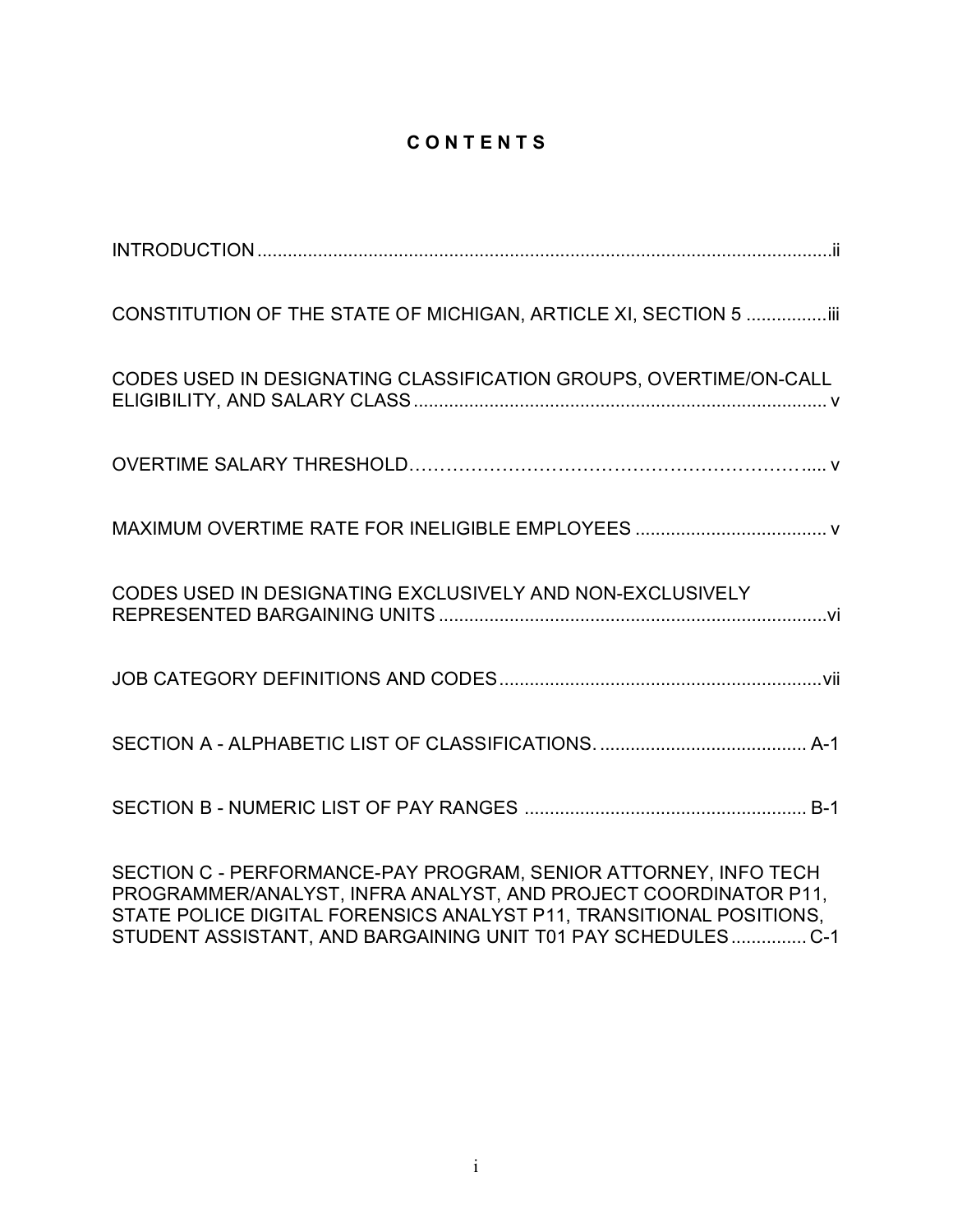# C O N T E N T S

INTRODUCTION ................................................................................................................ii

CONSTITUTION OF THE STATE OF MICHIGAN, ARTICLE XI, SECTION 5 ................iii

CODES USED IN DESIGNATING CLASSIFICATION GROUPS, OVERTIME/ON-CALL ELIGIBILITY, AND SALARY CLASS ................................................................................. v

OVERTIME SALARY THRESHOLD……………………………………………………….... v

MAXIMUM OVERTIME RATE FOR INELIGIBLE EMPLOYEES ..................................... v

CODES USED IN DESIGNATING EXCLUSIVELY AND NON-EXCLUSIVELY REPRESENTED BARGAINING UNITS ............................................................................vi

JOB CATEGORY DEFINITIONS AND CODES...............................................................vii

SECTION A - ALPHABETIC LIST OF CLASSIFICATIONS. ......................................... A-1

SECTION B - NUMERIC LIST OF PAY RANGES ....................................................... B-1

SECTION C - PERFORMANCE-PAY PROGRAM, SENIOR ATTORNEY, INFO TECH PROGRAMMER/ANALYST, INFRA ANALYST, AND PROJECT COORDINATOR P11, STATE POLICE DIGITAL FORENSICS ANALYST P11, TRANSITIONAL POSITIONS, STUDENT ASSISTANT, AND BARGAINING UNIT T01 PAY SCHEDULES ............... C-1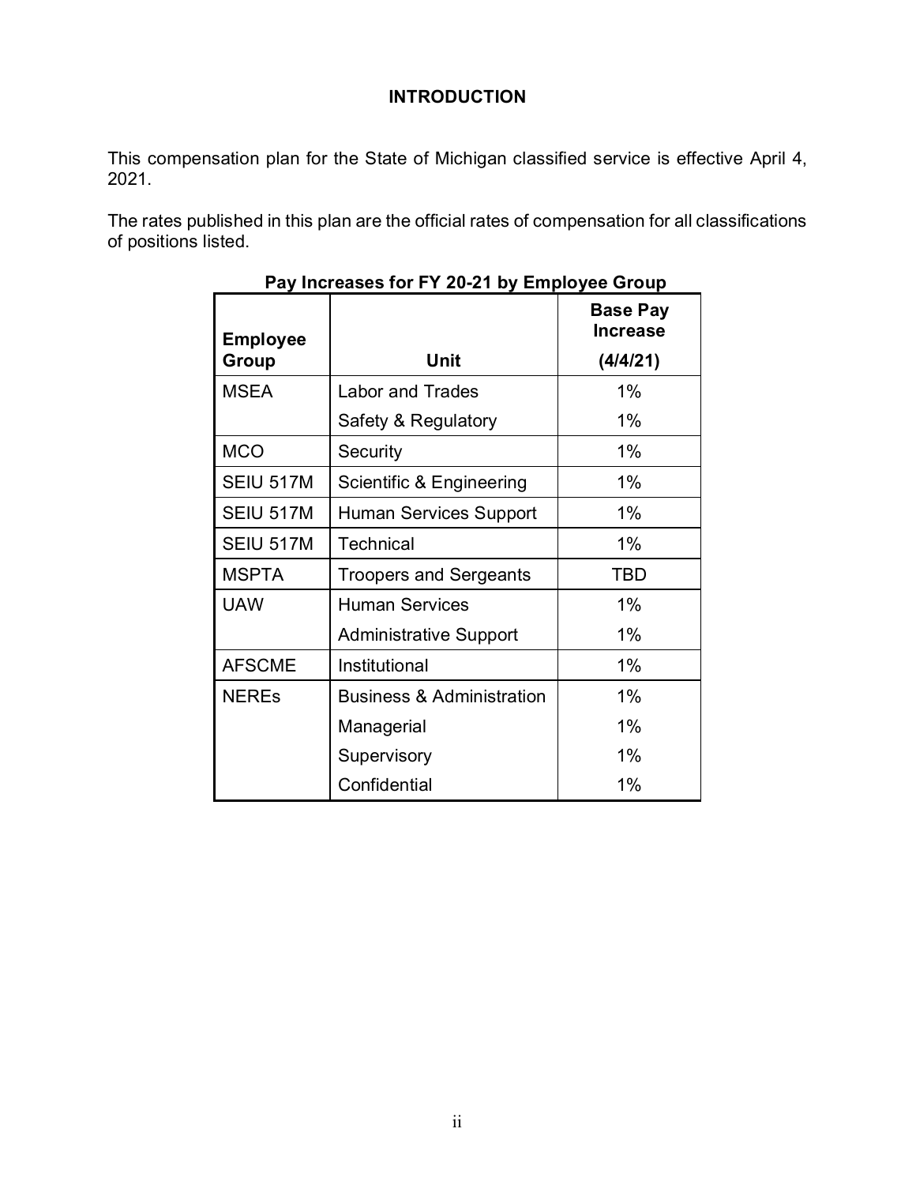# INTRODUCTION

This compensation plan for the State of Michigan classified service is effective April 4, 2021.

The rates published in this plan are the official rates of compensation for all classifications of positions listed.

**Pay Increases for FY 20-21 by Employee Group**

| Employee Group | Unit | Base Pay Increase (4/4/21) |
|---|---|---|
| MSEA | Labor and Trades | 1% |
| | Safety & Regulatory | 1% |
| MCO | Security | 1% |
| SEIU 517M | Scientific & Engineering | 1% |
| SEIU 517M | Human Services Support | 1% |
| SEIU 517M | Technical | 1% |
| MSPTA | Troopers and Sergeants | TBD |
| UAW | Human Services | 1% |
| | Administrative Support | 1% |
| AFSCME | Institutional | 1% |
| NEREs | Business & Administration | 1% |
| | Managerial | 1% |
| | Supervisory | 1% |
| | Confidential | 1% |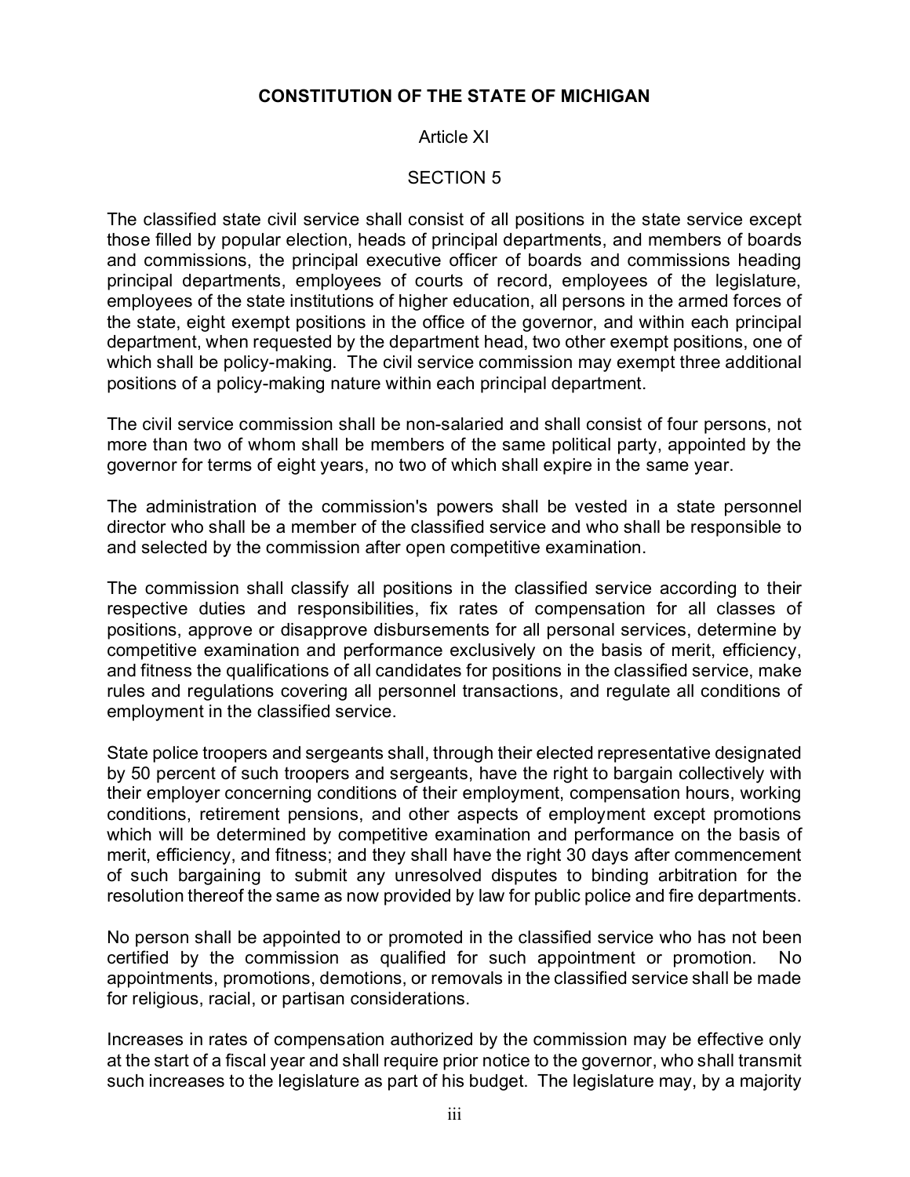**CONSTITUTION OF THE STATE OF MICHIGAN**

Article XI

SECTION 5

The classified state civil service shall consist of all positions in the state service except those filled by popular election, heads of principal departments, and members of boards and commissions, the principal executive officer of boards and commissions heading principal departments, employees of courts of record, employees of the legislature, employees of the state institutions of higher education, all persons in the armed forces of the state, eight exempt positions in the office of the governor, and within each principal department, when requested by the department head, two other exempt positions, one of which shall be policy-making. The civil service commission may exempt three additional positions of a policy-making nature within each principal department.

The civil service commission shall be non-salaried and shall consist of four persons, not more than two of whom shall be members of the same political party, appointed by the governor for terms of eight years, no two of which shall expire in the same year.

The administration of the commission's powers shall be vested in a state personnel director who shall be a member of the classified service and who shall be responsible to and selected by the commission after open competitive examination.

The commission shall classify all positions in the classified service according to their respective duties and responsibilities, fix rates of compensation for all classes of positions, approve or disapprove disbursements for all personal services, determine by competitive examination and performance exclusively on the basis of merit, efficiency, and fitness the qualifications of all candidates for positions in the classified service, make rules and regulations covering all personnel transactions, and regulate all conditions of employment in the classified service.

State police troopers and sergeants shall, through their elected representative designated by 50 percent of such troopers and sergeants, have the right to bargain collectively with their employer concerning conditions of their employment, compensation hours, working conditions, retirement pensions, and other aspects of employment except promotions which will be determined by competitive examination and performance on the basis of merit, efficiency, and fitness; and they shall have the right 30 days after commencement of such bargaining to submit any unresolved disputes to binding arbitration for the resolution thereof the same as now provided by law for public police and fire departments.

No person shall be appointed to or promoted in the classified service who has not been certified by the commission as qualified for such appointment or promotion. No appointments, promotions, demotions, or removals in the classified service shall be made for religious, racial, or partisan considerations.

Increases in rates of compensation authorized by the commission may be effective only at the start of a fiscal year and shall require prior notice to the governor, who shall transmit such increases to the legislature as part of his budget. The legislature may, by a majority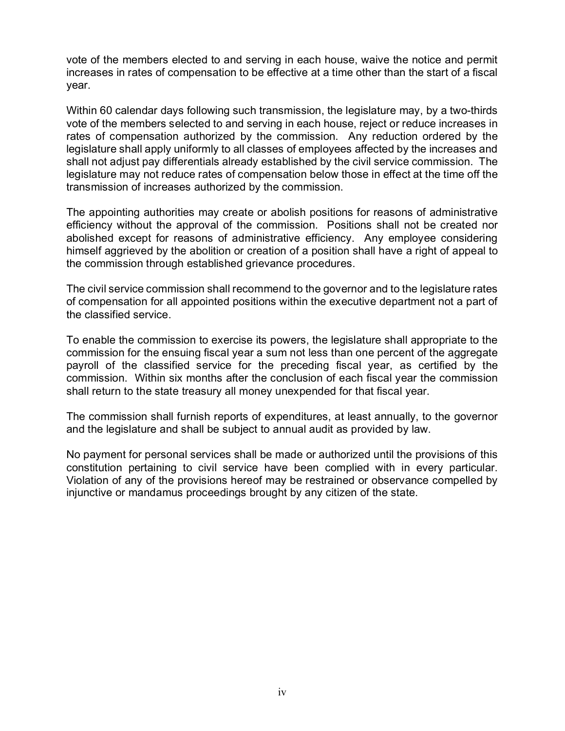vote of the members elected to and serving in each house, waive the notice and permit increases in rates of compensation to be effective at a time other than the start of a fiscal year.

Within 60 calendar days following such transmission, the legislature may, by a two-thirds vote of the members selected to and serving in each house, reject or reduce increases in rates of compensation authorized by the commission. Any reduction ordered by the legislature shall apply uniformly to all classes of employees affected by the increases and shall not adjust pay differentials already established by the civil service commission. The legislature may not reduce rates of compensation below those in effect at the time off the transmission of increases authorized by the commission.

The appointing authorities may create or abolish positions for reasons of administrative efficiency without the approval of the commission. Positions shall not be created nor abolished except for reasons of administrative efficiency. Any employee considering himself aggrieved by the abolition or creation of a position shall have a right of appeal to the commission through established grievance procedures.

The civil service commission shall recommend to the governor and to the legislature rates of compensation for all appointed positions within the executive department not a part of the classified service.

To enable the commission to exercise its powers, the legislature shall appropriate to the commission for the ensuing fiscal year a sum not less than one percent of the aggregate payroll of the classified service for the preceding fiscal year, as certified by the commission. Within six months after the conclusion of each fiscal year the commission shall return to the state treasury all money unexpended for that fiscal year.

The commission shall furnish reports of expenditures, at least annually, to the governor and the legislature and shall be subject to annual audit as provided by law.

No payment for personal services shall be made or authorized until the provisions of this constitution pertaining to civil service have been complied with in every particular. Violation of any of the provisions hereof may be restrained or observance compelled by injunctive or mandamus proceedings brought by any citizen of the state.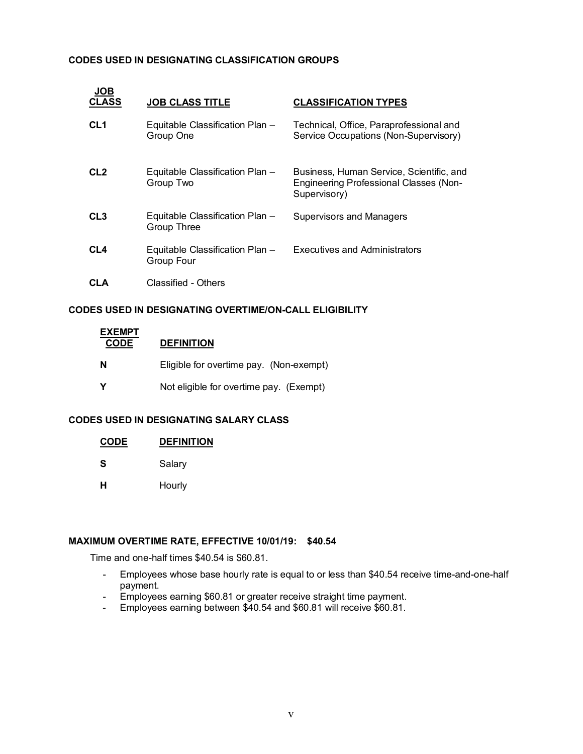## CODES USED IN DESIGNATING CLASSIFICATION GROUPS

| JOB CLASS | JOB CLASS TITLE | CLASSIFICATION TYPES |
| --- | --- | --- |
| **CL1** | Equitable Classification Plan – Group One | Technical, Office, Paraprofessional and Service Occupations (Non-Supervisory) |
| **CL2** | Equitable Classification Plan – Group Two | Business, Human Service, Scientific, and Engineering Professional Classes (Non-Supervisory) |
| **CL3** | Equitable Classification Plan – Group Three | Supervisors and Managers |
| **CL4** | Equitable Classification Plan – Group Four | Executives and Administrators |
| **CLA** | Classified - Others | |

## CODES USED IN DESIGNATING OVERTIME/ON-CALL ELIGIBILITY

| EXEMPT CODE | DEFINITION |
| --- | --- |
| **N** | Eligible for overtime pay. (Non-exempt) |
| **Y** | Not eligible for overtime pay. (Exempt) |

## CODES USED IN DESIGNATING SALARY CLASS

| CODE | DEFINITION |
| --- | --- |
| **S** | Salary |
| **H** | Hourly |

## MAXIMUM OVERTIME RATE, EFFECTIVE 10/01/19: $40.54

Time and one-half times $40.54 is $60.81.

- Employees whose base hourly rate is equal to or less than $40.54 receive time-and-one-half payment.
- Employees earning $60.81 or greater receive straight time payment.
- Employees earning between $40.54 and $60.81 will receive $60.81.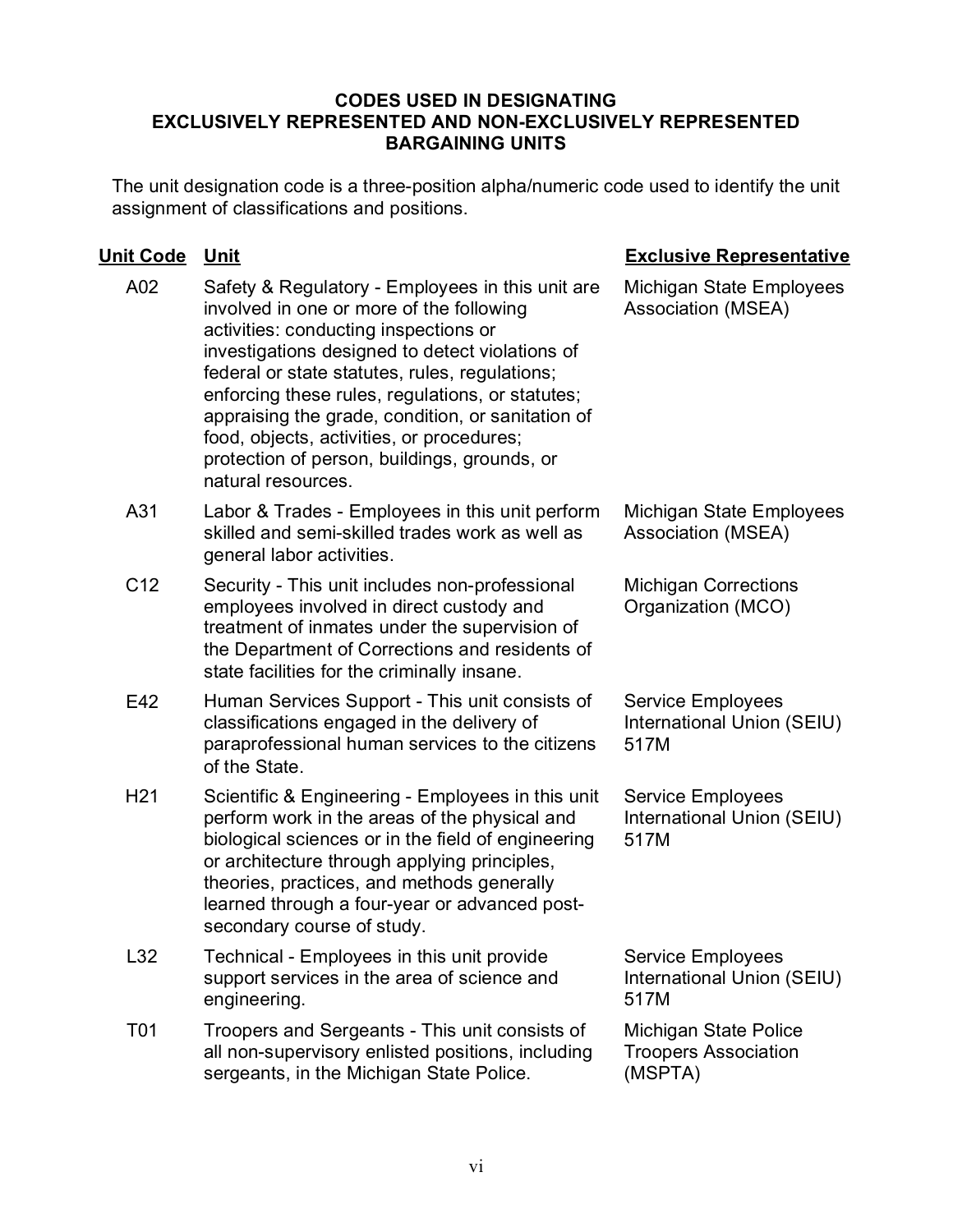## CODES USED IN DESIGNATING EXCLUSIVELY REPRESENTED AND NON-EXCLUSIVELY REPRESENTED BARGAINING UNITS

The unit designation code is a three-position alpha/numeric code used to identify the unit assignment of classifications and positions.

| Unit Code | Unit | Exclusive Representative |
|---|---|---|
| A02 | Safety & Regulatory - Employees in this unit are involved in one or more of the following activities: conducting inspections or investigations designed to detect violations of federal or state statutes, rules, regulations; enforcing these rules, regulations, or statutes; appraising the grade, condition, or sanitation of food, objects, activities, or procedures; protection of person, buildings, grounds, or natural resources. | Michigan State Employees Association (MSEA) |
| A31 | Labor & Trades - Employees in this unit perform skilled and semi-skilled trades work as well as general labor activities. | Michigan State Employees Association (MSEA) |
| C12 | Security - This unit includes non-professional employees involved in direct custody and treatment of inmates under the supervision of the Department of Corrections and residents of state facilities for the criminally insane. | Michigan Corrections Organization (MCO) |
| E42 | Human Services Support - This unit consists of classifications engaged in the delivery of paraprofessional human services to the citizens of the State. | Service Employees International Union (SEIU) 517M |
| H21 | Scientific & Engineering - Employees in this unit perform work in the areas of the physical and biological sciences or in the field of engineering or architecture through applying principles, theories, practices, and methods generally learned through a four-year or advanced post-secondary course of study. | Service Employees International Union (SEIU) 517M |
| L32 | Technical - Employees in this unit provide support services in the area of science and engineering. | Service Employees International Union (SEIU) 517M |
| T01 | Troopers and Sergeants - This unit consists of all non-supervisory enlisted positions, including sergeants, in the Michigan State Police. | Michigan State Police Troopers Association (MSPTA) |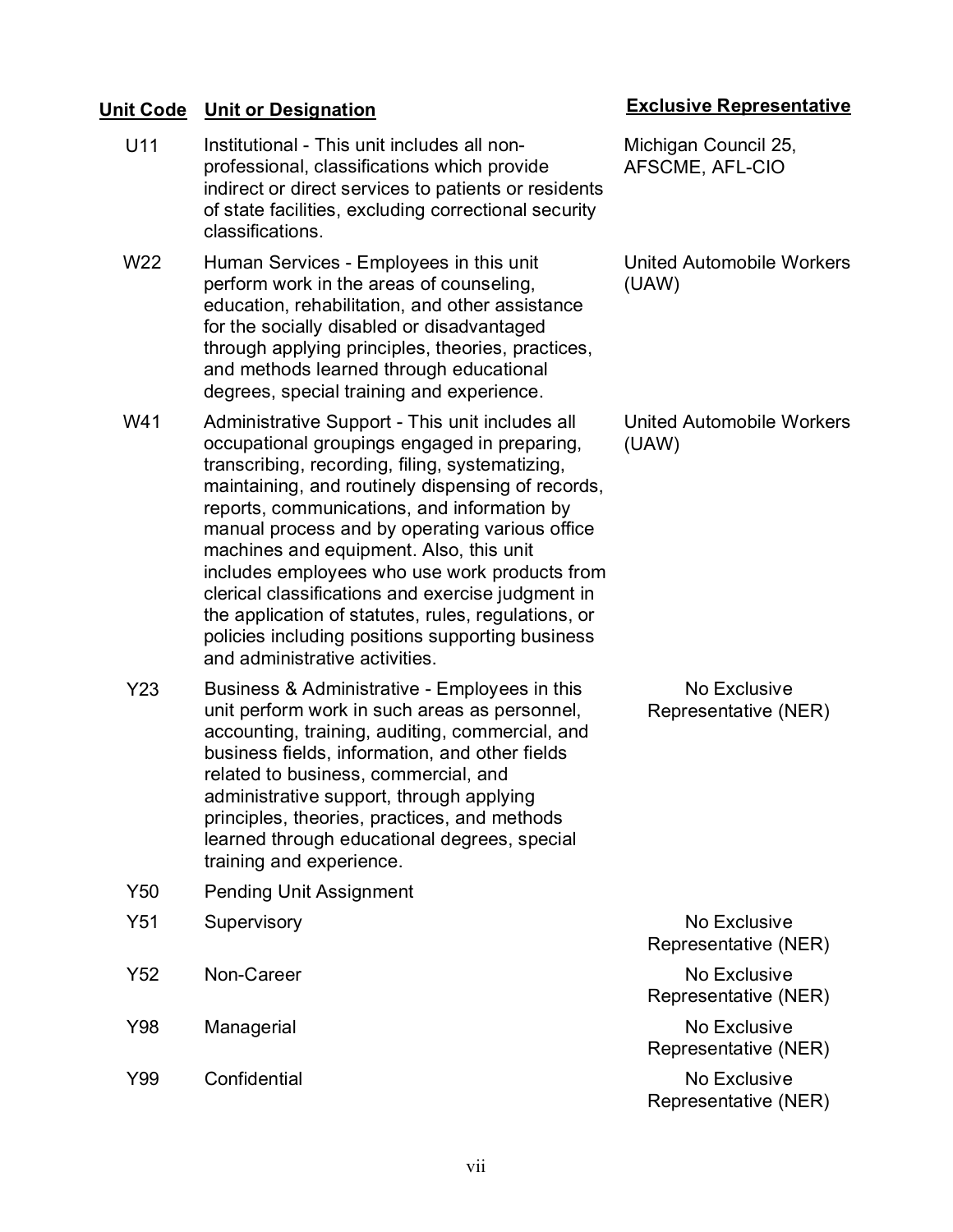| Unit Code | Unit or Designation | Exclusive Representative |
|---|---|---|
| U11 | Institutional - This unit includes all non-professional, classifications which provide indirect or direct services to patients or residents of state facilities, excluding correctional security classifications. | Michigan Council 25, AFSCME, AFL-CIO |
| W22 | Human Services - Employees in this unit perform work in the areas of counseling, education, rehabilitation, and other assistance for the socially disabled or disadvantaged through applying principles, theories, practices, and methods learned through educational degrees, special training and experience. | United Automobile Workers (UAW) |
| W41 | Administrative Support - This unit includes all occupational groupings engaged in preparing, transcribing, recording, filing, systematizing, maintaining, and routinely dispensing of records, reports, communications, and information by manual process and by operating various office machines and equipment. Also, this unit includes employees who use work products from clerical classifications and exercise judgment in the application of statutes, rules, regulations, or policies including positions supporting business and administrative activities. | United Automobile Workers (UAW) |
| Y23 | Business & Administrative - Employees in this unit perform work in such areas as personnel, accounting, training, auditing, commercial, and business fields, information, and other fields related to business, commercial, and administrative support, through applying principles, theories, practices, and methods learned through educational degrees, special training and experience. | No Exclusive Representative (NER) |
| Y50 | Pending Unit Assignment | |
| Y51 | Supervisory | No Exclusive Representative (NER) |
| Y52 | Non-Career | No Exclusive Representative (NER) |
| Y98 | Managerial | No Exclusive Representative (NER) |
| Y99 | Confidential | No Exclusive Representative (NER) |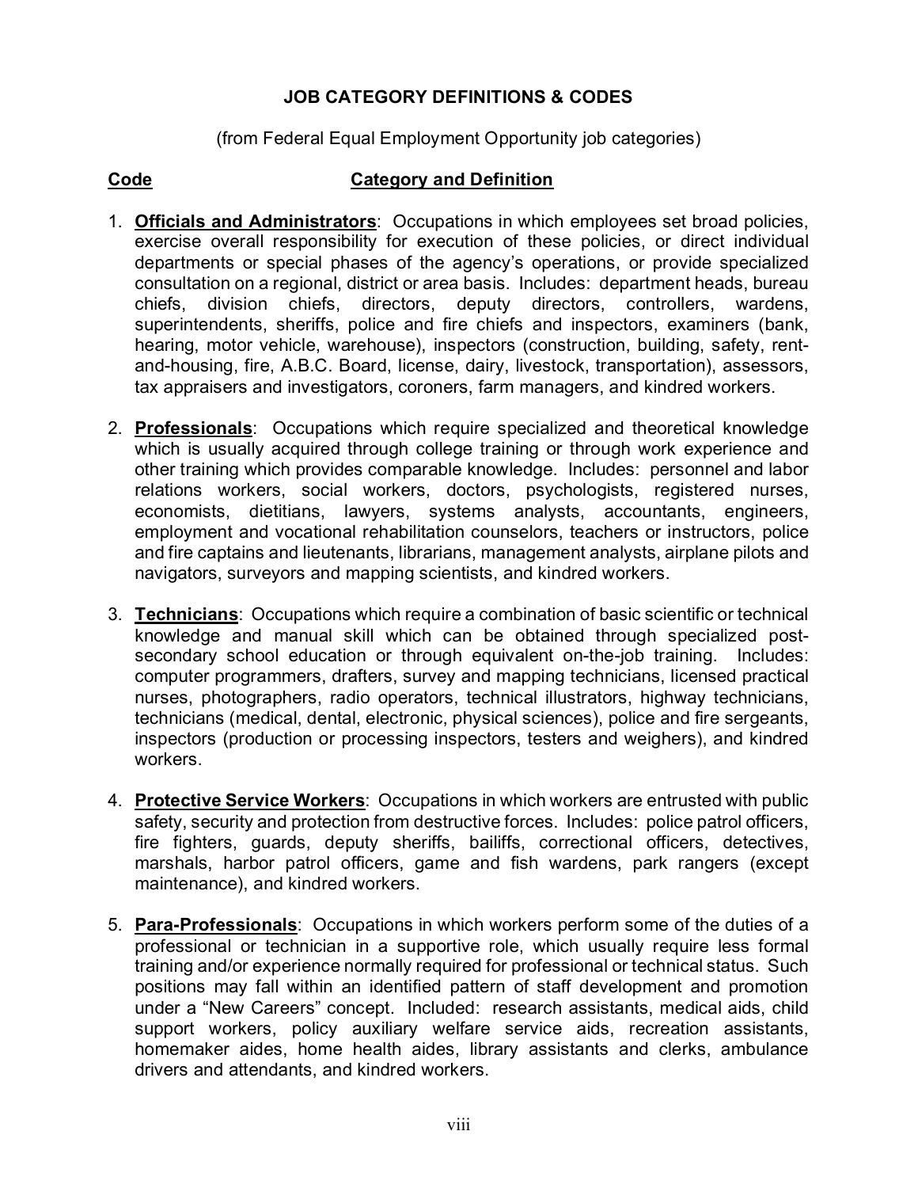## JOB CATEGORY DEFINITIONS & CODES

(from Federal Equal Employment Opportunity job categories)

**Code** **Category and Definition**

1. **Officials and Administrators**: Occupations in which employees set broad policies, exercise overall responsibility for execution of these policies, or direct individual departments or special phases of the agency's operations, or provide specialized consultation on a regional, district or area basis. Includes: department heads, bureau chiefs, division chiefs, directors, deputy directors, controllers, wardens, superintendents, sheriffs, police and fire chiefs and inspectors, examiners (bank, hearing, motor vehicle, warehouse), inspectors (construction, building, safety, rent-and-housing, fire, A.B.C. Board, license, dairy, livestock, transportation), assessors, tax appraisers and investigators, coroners, farm managers, and kindred workers.

2. **Professionals**: Occupations which require specialized and theoretical knowledge which is usually acquired through college training or through work experience and other training which provides comparable knowledge. Includes: personnel and labor relations workers, social workers, doctors, psychologists, registered nurses, economists, dietitians, lawyers, systems analysts, accountants, engineers, employment and vocational rehabilitation counselors, teachers or instructors, police and fire captains and lieutenants, librarians, management analysts, airplane pilots and navigators, surveyors and mapping scientists, and kindred workers.

3. **Technicians**: Occupations which require a combination of basic scientific or technical knowledge and manual skill which can be obtained through specialized post-secondary school education or through equivalent on-the-job training. Includes: computer programmers, drafters, survey and mapping technicians, licensed practical nurses, photographers, radio operators, technical illustrators, highway technicians, technicians (medical, dental, electronic, physical sciences), police and fire sergeants, inspectors (production or processing inspectors, testers and weighers), and kindred workers.

4. **Protective Service Workers**: Occupations in which workers are entrusted with public safety, security and protection from destructive forces. Includes: police patrol officers, fire fighters, guards, deputy sheriffs, bailiffs, correctional officers, detectives, marshals, harbor patrol officers, game and fish wardens, park rangers (except maintenance), and kindred workers.

5. **Para-Professionals**: Occupations in which workers perform some of the duties of a professional or technician in a supportive role, which usually require less formal training and/or experience normally required for professional or technical status. Such positions may fall within an identified pattern of staff development and promotion under a "New Careers" concept. Included: research assistants, medical aids, child support workers, policy auxiliary welfare service aids, recreation assistants, homemaker aides, home health aides, library assistants and clerks, ambulance drivers and attendants, and kindred workers.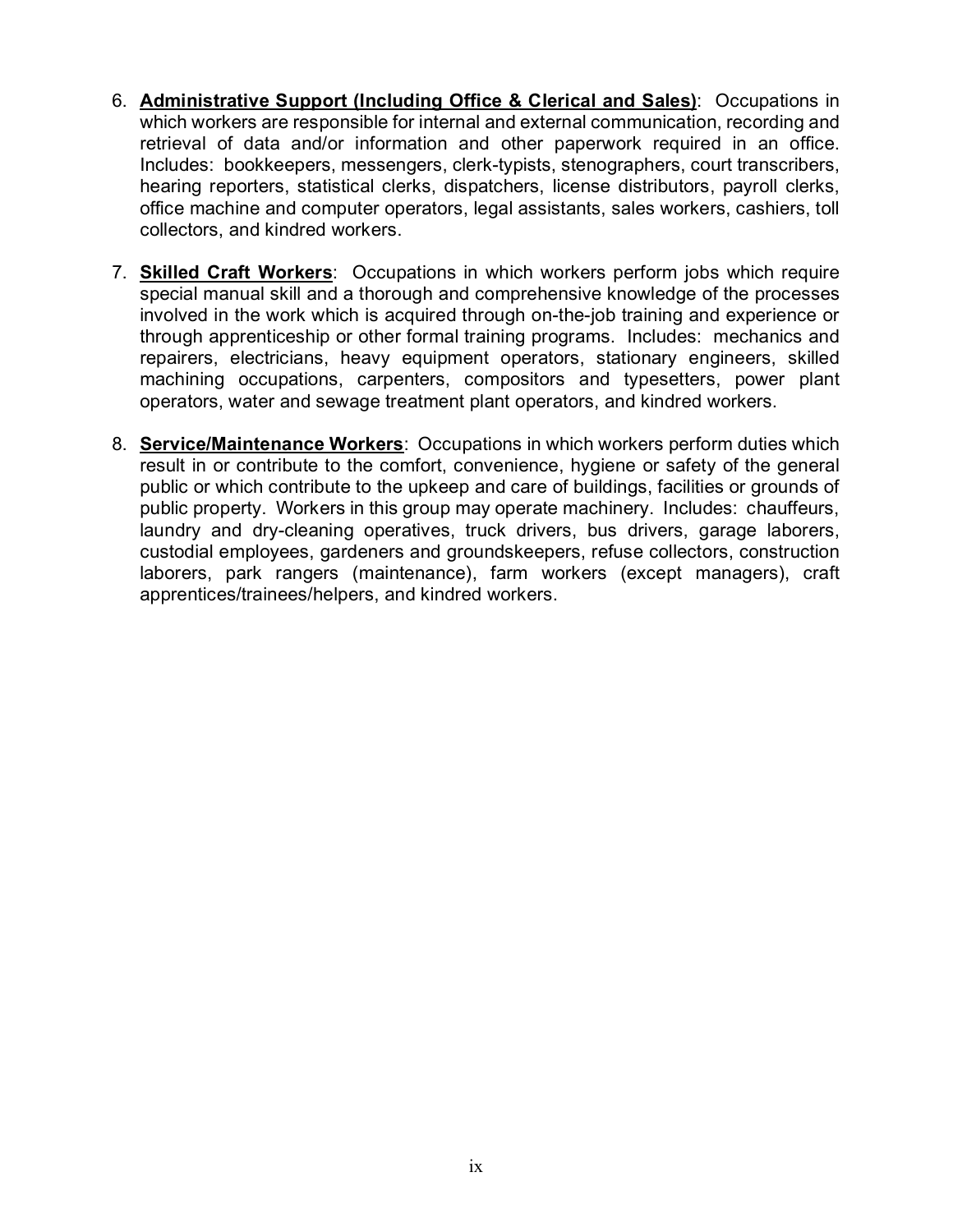6. **Administrative Support (Including Office & Clerical and Sales)**: Occupations in which workers are responsible for internal and external communication, recording and retrieval of data and/or information and other paperwork required in an office. Includes: bookkeepers, messengers, clerk-typists, stenographers, court transcribers, hearing reporters, statistical clerks, dispatchers, license distributors, payroll clerks, office machine and computer operators, legal assistants, sales workers, cashiers, toll collectors, and kindred workers.

7. **Skilled Craft Workers**: Occupations in which workers perform jobs which require special manual skill and a thorough and comprehensive knowledge of the processes involved in the work which is acquired through on-the-job training and experience or through apprenticeship or other formal training programs. Includes: mechanics and repairers, electricians, heavy equipment operators, stationary engineers, skilled machining occupations, carpenters, compositors and typesetters, power plant operators, water and sewage treatment plant operators, and kindred workers.

8. **Service/Maintenance Workers**: Occupations in which workers perform duties which result in or contribute to the comfort, convenience, hygiene or safety of the general public or which contribute to the upkeep and care of buildings, facilities or grounds of public property. Workers in this group may operate machinery. Includes: chauffeurs, laundry and dry-cleaning operatives, truck drivers, bus drivers, garage laborers, custodial employees, gardeners and groundskeepers, refuse collectors, construction laborers, park rangers (maintenance), farm workers (except managers), craft apprentices/trainees/helpers, and kindred workers.